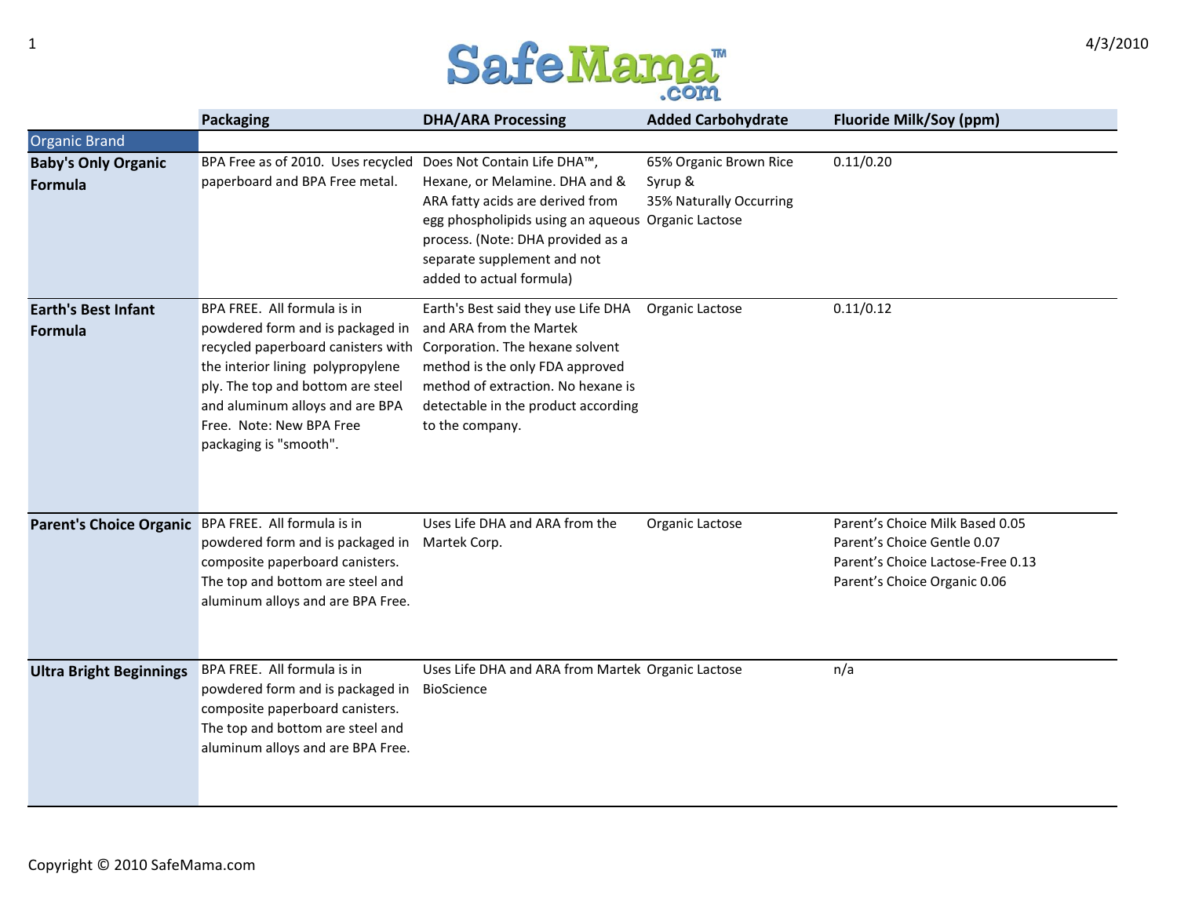# SafeMama.com

| | Packaging | DHA/ARA Processing | Added Carbohydrate | Fluoride Milk/Soy (ppm) |
|---|---|---|---|---|
| Organic Brand | | | | |
| **Baby's Only Organic Formula** | BPA Free as of 2010. Uses recycled paperboard and BPA Free metal. | Does Not Contain Life DHA™, Hexane, or Melamine. DHA and & ARA fatty acids are derived from egg phospholipids using an aqueous process. (Note: DHA provided as a separate supplement and not added to actual formula) | 65% Organic Brown Rice Syrup & 35% Naturally Occurring Organic Lactose | 0.11/0.20 |
| **Earth's Best Infant Formula** | BPA FREE. All formula is in powdered form and is packaged in recycled paperboard canisters with the interior lining polypropylene ply. The top and bottom are steel and aluminum alloys and are BPA Free. Note: New BPA Free packaging is "smooth". | Earth's Best said they use Life DHA and ARA from the Martek Corporation. The hexane solvent method is the only FDA approved method of extraction. No hexane is detectable in the product according to the company. | Organic Lactose | 0.11/0.12 |
| **Parent's Choice Organic** | BPA FREE. All formula is in powdered form and is packaged in composite paperboard canisters. The top and bottom are steel and aluminum alloys and are BPA Free. | Uses Life DHA and ARA from the Martek Corp. | Organic Lactose | Parent's Choice Milk Based 0.05<br>Parent's Choice Gentle 0.07<br>Parent's Choice Lactose-Free 0.13<br>Parent's Choice Organic 0.06 |
| **Ultra Bright Beginnings** | BPA FREE. All formula is in powdered form and is packaged in composite paperboard canisters. The top and bottom are steel and aluminum alloys and are BPA Free. | Uses Life DHA and ARA from Martek BioScience | Organic Lactose | n/a |

Copyright © 2010 SafeMama.com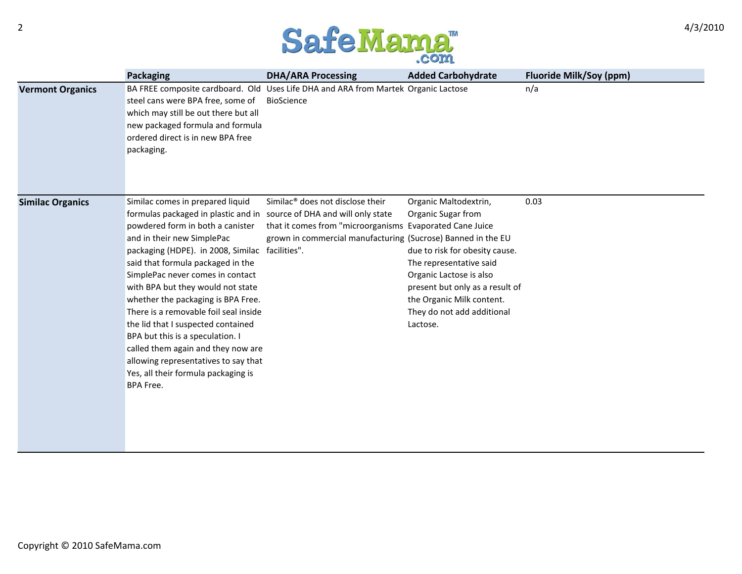| | Packaging | DHA/ARA Processing | Added Carbohydrate | Fluoride Milk/Soy (ppm) |
|---|---|---|---|---|
| **Vermont Organics** | BA FREE composite cardboard. Old steel cans were BPA free, some of which may still be out there but all new packaged formula and formula ordered direct is in new BPA free packaging. | Uses Life DHA and ARA from Martek BioScience | Organic Lactose | n/a |
| **Similac Organics** | Similac comes in prepared liquid formulas packaged in plastic and in powdered form in both a canister and in their new SimplePac packaging (HDPE). in 2008, Similac said that formula packaged in the SimplePac never comes in contact with BPA but they would not state whether the packaging is BPA Free. There is a removable foil seal inside the lid that I suspected contained BPA but this is a speculation. I called them again and they now are allowing representatives to say that Yes, all their formula packaging is BPA Free. | Similac® does not disclose their source of DHA and will only state that it comes from "microorganisms grown in commercial manufacturing facilities". | Organic Maltodextrin, Organic Sugar from Evaporated Cane Juice (Sucrose) Banned in the EU due to risk for obesity cause. The representative said Organic Lactose is also present but only as a result of the Organic Milk content. They do not add additional Lactose. | 0.03 |

Copyright © 2010 SafeMama.com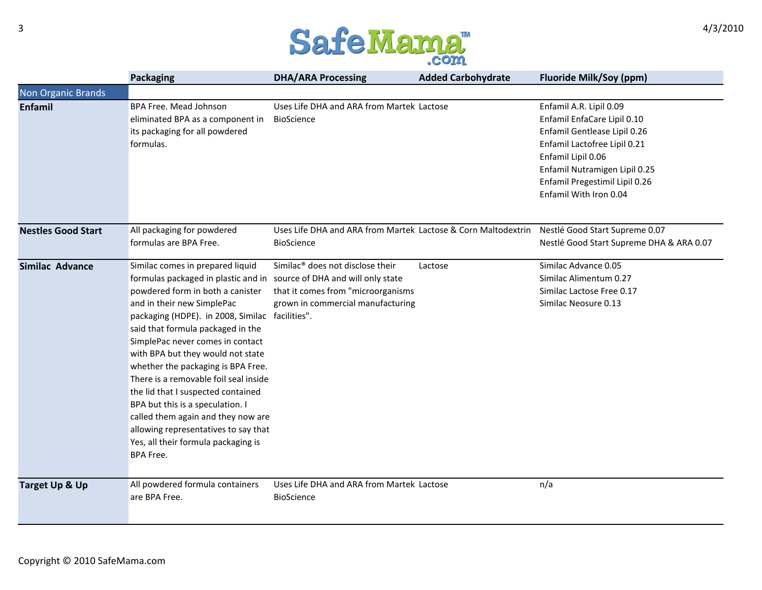| | Packaging | DHA/ARA Processing | Added Carbohydrate | Fluoride Milk/Soy (ppm) |
|---|---|---|---|---|
| Non Organic Brands | | | | |
| **Enfamil** | BPA Free. Mead Johnson eliminated BPA as a component in its packaging for all powdered formulas. | Uses Life DHA and ARA from Martek BioScience | Lactose | Enfamil A.R. Lipil 0.09<br>Enfamil EnfaCare Lipil 0.10<br>Enfamil Gentlease Lipil 0.26<br>Enfamil Lactofree Lipil 0.21<br>Enfamil Lipil 0.06<br>Enfamil Nutramigen Lipil 0.25<br>Enfamil Pregestimil Lipil 0.26<br>Enfamil With Iron 0.04 |
| **Nestles Good Start** | All packaging for powdered formulas are BPA Free. | Uses Life DHA and ARA from Martek BioScience | Lactose & Corn Maltodextrin | Nestlé Good Start Supreme 0.07<br>Nestlé Good Start Supreme DHA & ARA 0.07 |
| **Similac Advance** | Similac comes in prepared liquid formulas packaged in plastic and in powdered form in both a canister and in their new SimplePac packaging (HDPE). in 2008, Similac said that formula packaged in the SimplePac never comes in contact with BPA but they would not state whether the packaging is BPA Free. There is a removable foil seal inside the lid that I suspected contained BPA but this is a speculation. I called them again and they now are allowing representatives to say that Yes, all their formula packaging is BPA Free. | Similac® does not disclose their source of DHA and will only state that it comes from "microorganisms grown in commercial manufacturing facilities". | Lactose | Similac Advance 0.05<br>Similac Alimentum 0.27<br>Similac Lactose Free 0.17<br>Similac Neosure 0.13 |
| **Target Up & Up** | All powdered formula containers are BPA Free. | Uses Life DHA and ARA from Martek BioScience | Lactose | n/a |

Copyright © 2010 SafeMama.com